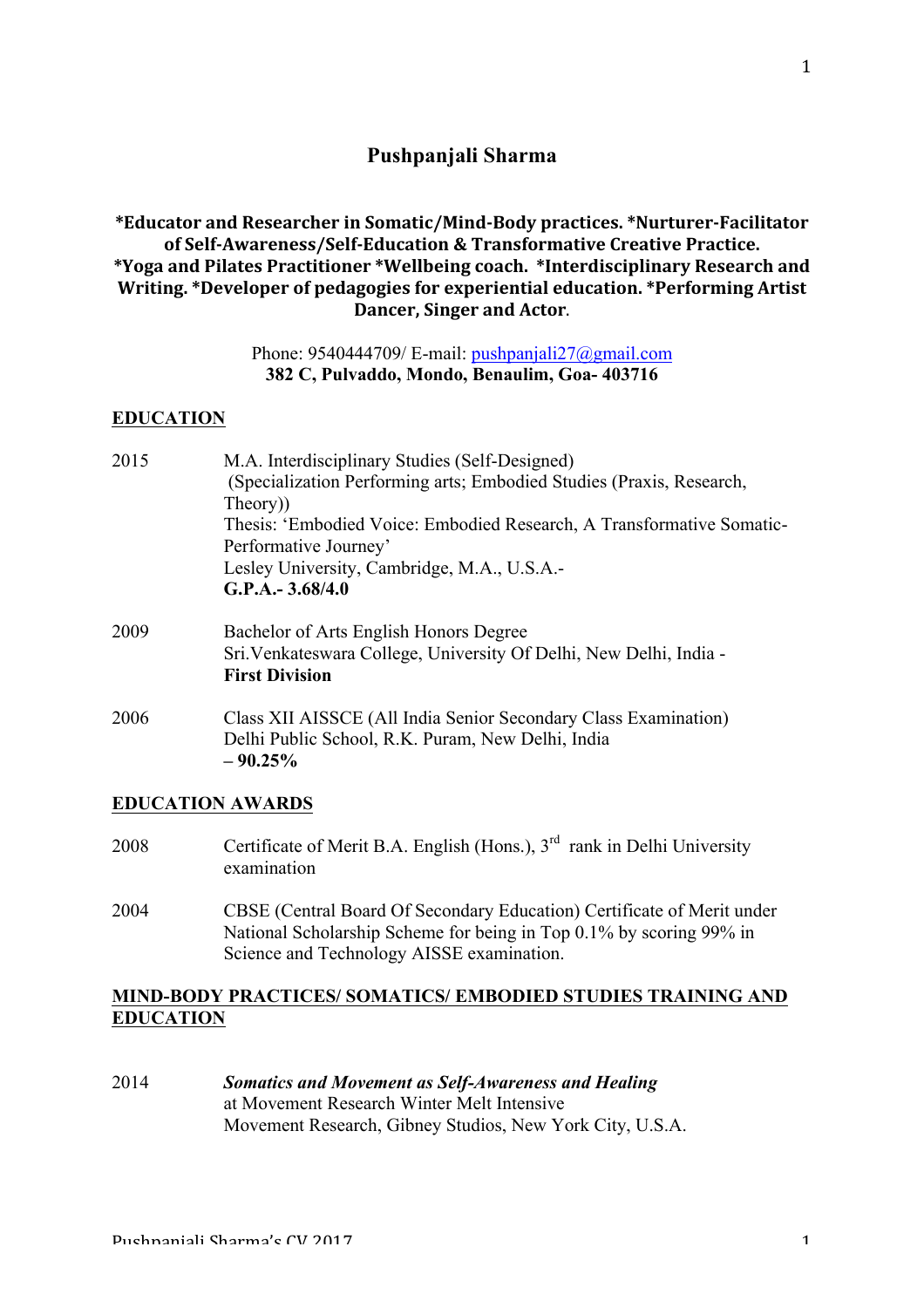# Pushpanjali Sharma

**\*Educator and Researcher in Somatic/Mind-Body practices. \*Nurturer-Facilitator of Self-Awareness/Self-Education & Transformative Creative Practice. \*Yoga and Pilates Practitioner \*Wellbeing coach. \*Interdisciplinary Research and Writing. \*Developer of pedagogies for experiential education. \*Performing Artist Dancer, Singer and Actor**.

Phone: 9540444709/ E-mail: pushpanjali27@gmail.com
**382 C, Pulvaddo, Mondo, Benaulim, Goa- 403716**

## EDUCATION

2015 — M.A. Interdisciplinary Studies (Self-Designed)
(Specialization Performing arts; Embodied Studies (Praxis, Research, Theory))
Thesis: 'Embodied Voice: Embodied Research, A Transformative Somatic-Performative Journey'
Lesley University, Cambridge, M.A., U.S.A.-
**G.P.A.- 3.68/4.0**

2009 — Bachelor of Arts English Honors Degree
Sri.Venkateswara College, University Of Delhi, New Delhi, India -
**First Division**

2006 — Class XII AISSCE (All India Senior Secondary Class Examination)
Delhi Public School, R.K. Puram, New Delhi, India
**– 90.25%**

## EDUCATION AWARDS

2008 — Certificate of Merit B.A. English (Hons.), 3rd rank in Delhi University examination

2004 — CBSE (Central Board Of Secondary Education) Certificate of Merit under National Scholarship Scheme for being in Top 0.1% by scoring 99% in Science and Technology AISSE examination.

## MIND-BODY PRACTICES/ SOMATICS/ EMBODIED STUDIES TRAINING AND EDUCATION

2014 — ***Somatics and Movement as Self-Awareness and Healing***
at Movement Research Winter Melt Intensive
Movement Research, Gibney Studios, New York City, U.S.A.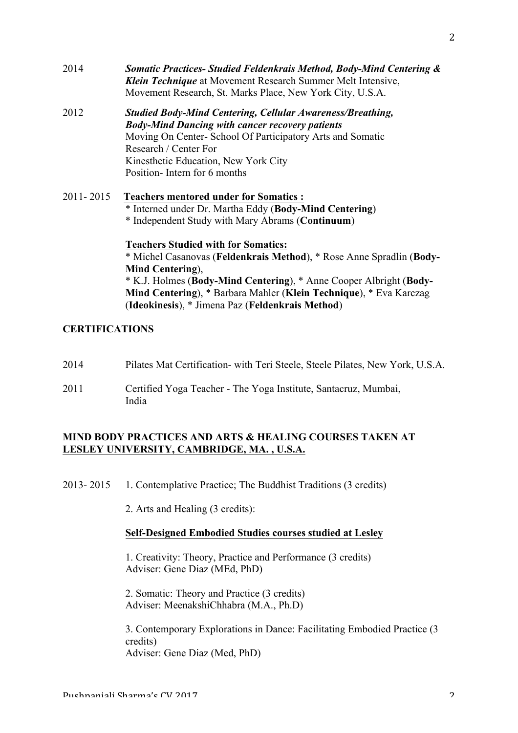2014 ***Somatic Practices- Studied Feldenkrais Method, Body-Mind Centering & Klein Technique*** at Movement Research Summer Melt Intensive, Movement Research, St. Marks Place, New York City, U.S.A.

2012 ***Studied Body-Mind Centering, Cellular Awareness/Breathing, Body-Mind Dancing with cancer recovery patients***
Moving On Center- School Of Participatory Arts and Somatic Research / Center For
Kinesthetic Education, New York City
Position- Intern for 6 months

2011- 2015 **Teachers mentored under for Somatics :**
* Interned under Dr. Martha Eddy (**Body-Mind Centering**)
* Independent Study with Mary Abrams (**Continuum**)

**Teachers Studied with for Somatics:**
* Michel Casanovas (**Feldenkrais Method**), * Rose Anne Spradlin (**Body-Mind Centering**),
* K.J. Holmes (**Body-Mind Centering**), * Anne Cooper Albright (**Body-Mind Centering**), * Barbara Mahler (**Klein Technique**), * Eva Karczag (**Ideokinesis**), * Jimena Paz (**Feldenkrais Method**)

## CERTIFICATIONS

2014 Pilates Mat Certification- with Teri Steele, Steele Pilates, New York, U.S.A.

2011 Certified Yoga Teacher - The Yoga Institute, Santacruz, Mumbai, India

## MIND BODY PRACTICES AND ARTS & HEALING COURSES TAKEN AT LESLEY UNIVERSITY, CAMBRIDGE, MA. , U.S.A.

2013- 2015 1. Contemplative Practice; The Buddhist Traditions (3 credits)

2. Arts and Healing (3 credits):

**Self-Designed Embodied Studies courses studied at Lesley**

1. Creativity: Theory, Practice and Performance (3 credits)
Adviser: Gene Diaz (MEd, PhD)

2. Somatic: Theory and Practice (3 credits)
Adviser: MeenakshiChhabra (M.A., Ph.D)

3. Contemporary Explorations in Dance: Facilitating Embodied Practice (3 credits)
Adviser: Gene Diaz (Med, PhD)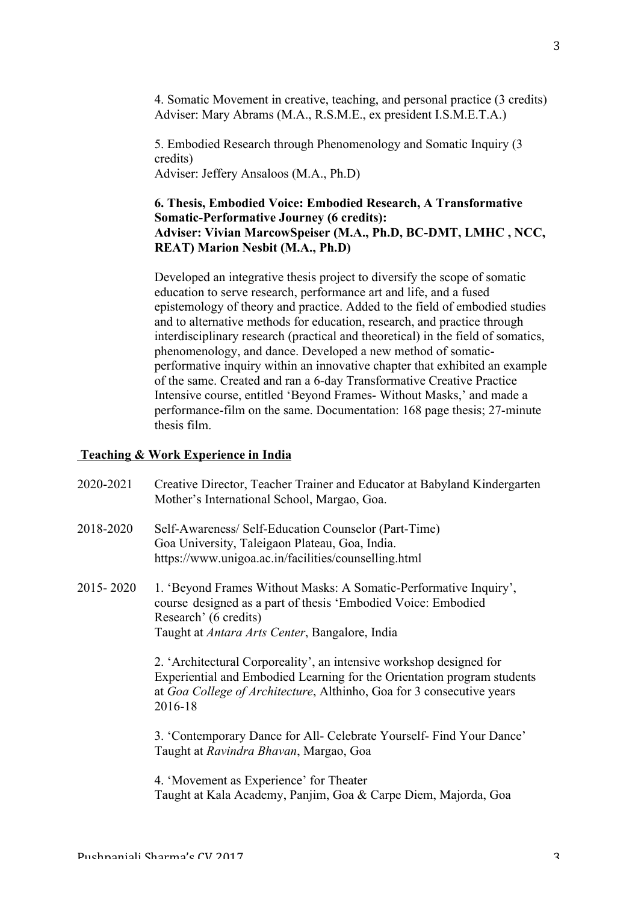4. Somatic Movement in creative, teaching, and personal practice (3 credits)
Adviser: Mary Abrams (M.A., R.S.M.E., ex president I.S.M.E.T.A.)

5. Embodied Research through Phenomenology and Somatic Inquiry (3 credits)
Adviser: Jeffery Ansaloos (M.A., Ph.D)

**6. Thesis, Embodied Voice: Embodied Research, A Transformative Somatic-Performative Journey (6 credits):**
**Adviser: Vivian MarcowSpeiser (M.A., Ph.D, BC-DMT, LMHC , NCC, REAT) Marion Nesbit (M.A., Ph.D)**

Developed an integrative thesis project to diversify the scope of somatic education to serve research, performance art and life, and a fused epistemology of theory and practice. Added to the field of embodied studies and to alternative methods for education, research, and practice through interdisciplinary research (practical and theoretical) in the field of somatics, phenomenology, and dance. Developed a new method of somatic-performative inquiry within an innovative chapter that exhibited an example of the same. Created and ran a 6-day Transformative Creative Practice Intensive course, entitled 'Beyond Frames- Without Masks,' and made a performance-film on the same. Documentation: 168 page thesis; 27-minute thesis film.

## Teaching & Work Experience in India

2020-2021 Creative Director, Teacher Trainer and Educator at Babyland Kindergarten Mother's International School, Margao, Goa.

2018-2020 Self-Awareness/ Self-Education Counselor (Part-Time)
Goa University, Taleigaon Plateau, Goa, India.
https://www.unigoa.ac.in/facilities/counselling.html

2015- 2020 1. 'Beyond Frames Without Masks: A Somatic-Performative Inquiry', course designed as a part of thesis 'Embodied Voice: Embodied Research' (6 credits)
Taught at *Antara Arts Center*, Bangalore, India

2. 'Architectural Corporeality', an intensive workshop designed for Experiential and Embodied Learning for the Orientation program students at *Goa College of Architecture*, Althinho, Goa for 3 consecutive years 2016-18

3. 'Contemporary Dance for All- Celebrate Yourself- Find Your Dance' Taught at *Ravindra Bhavan*, Margao, Goa

4. 'Movement as Experience' for Theater
Taught at Kala Academy, Panjim, Goa & Carpe Diem, Majorda, Goa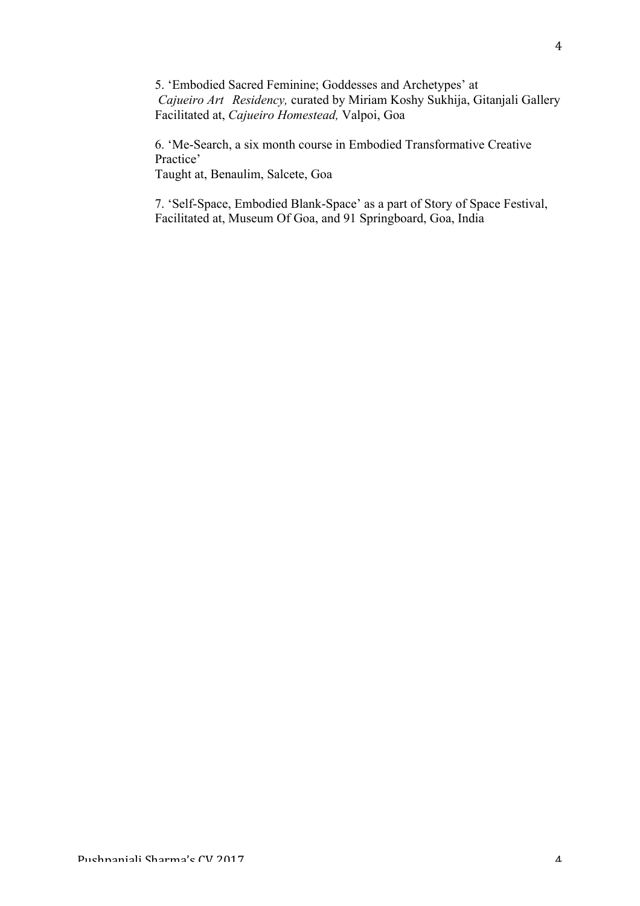5. 'Embodied Sacred Feminine; Goddesses and Archetypes' at
*Cajueiro Art Residency,* curated by Miriam Koshy Sukhija, Gitanjali Gallery
Facilitated at, *Cajueiro Homestead,* Valpoi, Goa

6. 'Me-Search, a six month course in Embodied Transformative Creative Practice'
Taught at, Benaulim, Salcete, Goa

7. 'Self-Space, Embodied Blank-Space' as a part of Story of Space Festival,
Facilitated at, Museum Of Goa, and 91 Springboard, Goa, India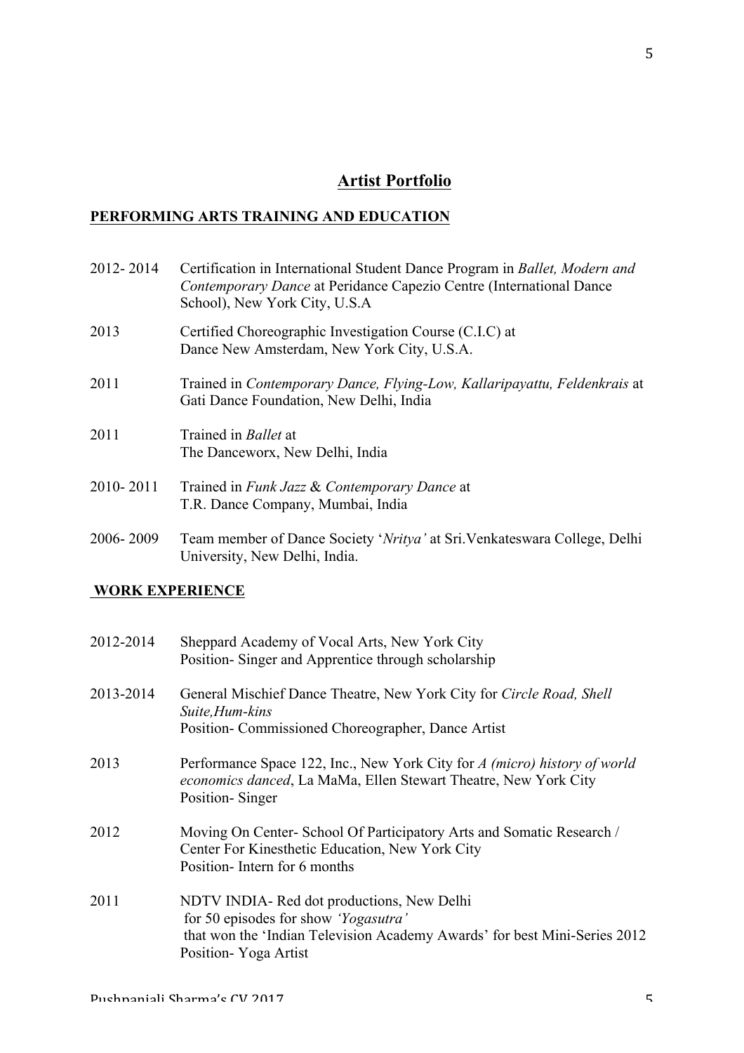# **Artist Portfolio**

## **PERFORMING ARTS TRAINING AND EDUCATION**

2012- 2014 Certification in International Student Dance Program in *Ballet, Modern and Contemporary Dance* at Peridance Capezio Centre (International Dance School), New York City, U.S.A

2013 Certified Choreographic Investigation Course (C.I.C) at Dance New Amsterdam, New York City, U.S.A.

2011 Trained in *Contemporary Dance, Flying-Low, Kallaripayattu, Feldenkrais* at Gati Dance Foundation, New Delhi, India

2011 Trained in *Ballet* at The Danceworx, New Delhi, India

2010- 2011 Trained in *Funk Jazz* & *Contemporary Dance* at T.R. Dance Company, Mumbai, India

2006- 2009 Team member of Dance Society '*Nritya'* at Sri.Venkateswara College, Delhi University, New Delhi, India.

## **WORK EXPERIENCE**

2012-2014 Sheppard Academy of Vocal Arts, New York City
Position- Singer and Apprentice through scholarship

2013-2014 General Mischief Dance Theatre, New York City for *Circle Road, Shell Suite,Hum-kins*
Position- Commissioned Choreographer, Dance Artist

2013 Performance Space 122, Inc., New York City for *A (micro) history of world economics danced*, La MaMa, Ellen Stewart Theatre, New York City
Position- Singer

2012 Moving On Center- School Of Participatory Arts and Somatic Research / Center For Kinesthetic Education, New York City
Position- Intern for 6 months

2011 NDTV INDIA- Red dot productions, New Delhi
for 50 episodes for show *'Yogasutra'*
that won the 'Indian Television Academy Awards' for best Mini-Series 2012
Position- Yoga Artist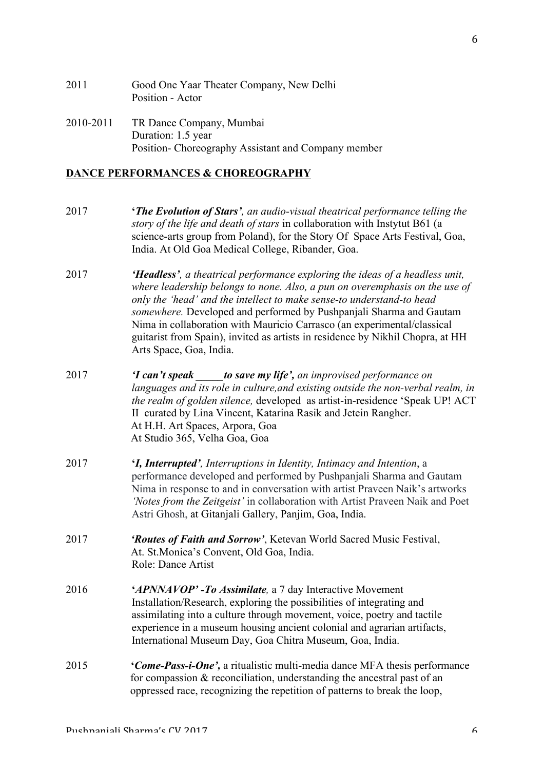2011 Good One Yaar Theater Company, New Delhi
Position - Actor

2010-2011 TR Dance Company, Mumbai
Duration: 1.5 year
Position- Choreography Assistant and Company member

## DANCE PERFORMANCES & CHOREOGRAPHY

2017 '***The Evolution of Stars***'*, an audio-visual theatrical performance telling the story of the life and death of stars* in collaboration with Instytut B61 (a science-arts group from Poland), for the Story Of Space Arts Festival, Goa, India. At Old Goa Medical College, Ribander, Goa.

2017 ***'Headless'****, a theatrical performance exploring the ideas of a headless unit, where leadership belongs to none. Also, a pun on overemphasis on the use of only the 'head' and the intellect to make sense-to understand-to head somewhere.* Developed and performed by Pushpanjali Sharma and Gautam Nima in collaboration with Mauricio Carrasco (an experimental/classical guitarist from Spain), invited as artists in residence by Nikhil Chopra, at HH Arts Space, Goa, India.

2017 ***'I can't speak _____to save my life',*** *an improvised performance on languages and its role in culture,and existing outside the non-verbal realm, in the realm of golden silence,* developed as artist-in-residence 'Speak UP! ACT II curated by Lina Vincent, Katarina Rasik and Jetein Rangher.
At H.H. Art Spaces, Arpora, Goa
At Studio 365, Velha Goa, Goa

2017 '***I, Interrupted***'*, Interruptions in Identity, Intimacy and Intention*, a performance developed and performed by Pushpanjali Sharma and Gautam Nima in response to and in conversation with artist Praveen Naik's artworks *'Notes from the Zeitgeist'* in collaboration with Artist Praveen Naik and Poet Astri Ghosh, at Gitanjali Gallery, Panjim, Goa, India.

2017 ***'Routes of Faith and Sorrow'***, Ketevan World Sacred Music Festival, At. St.Monica's Convent, Old Goa, India.
Role: Dance Artist

2016 '***APNNAVOP' -To Assimilate****,* a 7 day Interactive Movement Installation/Research, exploring the possibilities of integrating and assimilating into a culture through movement, voice, poetry and tactile experience in a museum housing ancient colonial and agrarian artifacts, International Museum Day, Goa Chitra Museum, Goa, India.

2015 '***Come-Pass-i-One'***, a ritualistic multi-media dance MFA thesis performance for compassion & reconciliation, understanding the ancestral past of an oppressed race, recognizing the repetition of patterns to break the loop,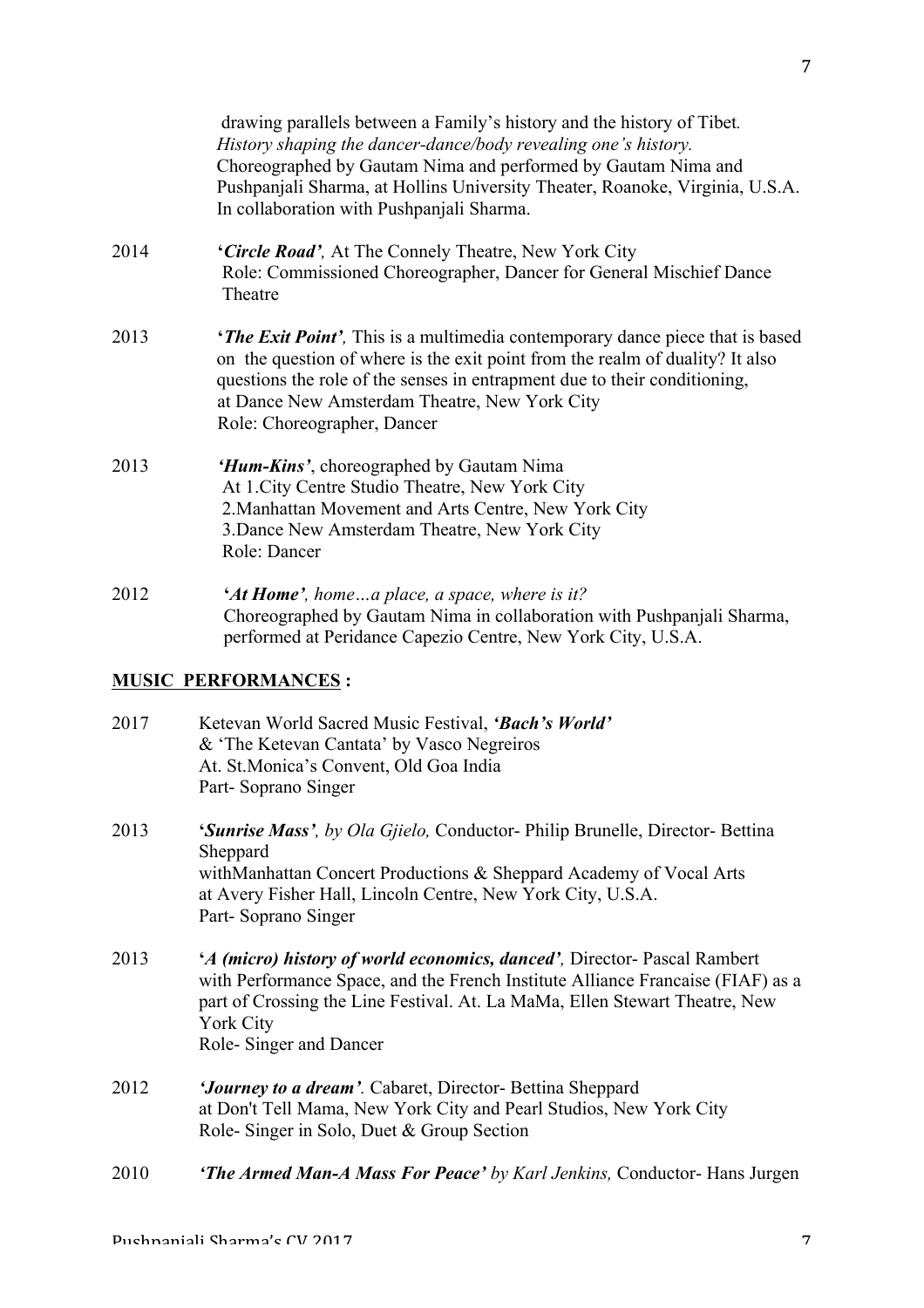drawing parallels between a Family's history and the history of Tibet*.*
*History shaping the dancer-dance/body revealing one's history.*
Choreographed by Gautam Nima and performed by Gautam Nima and Pushpanjali Sharma, at Hollins University Theater, Roanoke, Virginia, U.S.A. In collaboration with Pushpanjali Sharma.

2014 **'*Circle Road'**,* At The Connely Theatre, New York City
Role: Commissioned Choreographer, Dancer for General Mischief Dance Theatre

2013 **'*The Exit Point'**,* This is a multimedia contemporary dance piece that is based on the question of where is the exit point from the realm of duality? It also questions the role of the senses in entrapment due to their conditioning, at Dance New Amsterdam Theatre, New York City
Role: Choreographer, Dancer

2013 ***'Hum-Kins'***, choreographed by Gautam Nima
At 1.City Centre Studio Theatre, New York City
2.Manhattan Movement and Arts Centre, New York City
3.Dance New Amsterdam Theatre, New York City
Role: Dancer

2012 **'*At Home'**, home…a place, a space, where is it?*
Choreographed by Gautam Nima in collaboration with Pushpanjali Sharma, performed at Peridance Capezio Centre, New York City, U.S.A.

## MUSIC PERFORMANCES :

2017 Ketevan World Sacred Music Festival, ***'Bach's World'***
& 'The Ketevan Cantata' by Vasco Negreiros
At. St.Monica's Convent, Old Goa India
Part- Soprano Singer

2013 **'*Sunrise Mass'**, by Ola Gjielo,* Conductor- Philip Brunelle, Director- Bettina Sheppard
withManhattan Concert Productions & Sheppard Academy of Vocal Arts at Avery Fisher Hall, Lincoln Centre, New York City, U.S.A.
Part- Soprano Singer

2013 **'*A (micro) history of world economics, danced'**,* Director- Pascal Rambert with Performance Space, and the French Institute Alliance Francaise (FIAF) as a part of Crossing the Line Festival. At. La MaMa, Ellen Stewart Theatre, New York City
Role- Singer and Dancer

2012 ***'Journey to a dream'**.* Cabaret, Director- Bettina Sheppard
at Don't Tell Mama, New York City and Pearl Studios, New York City
Role- Singer in Solo, Duet & Group Section

2010 ***'The Armed Man-A Mass For Peace'** by Karl Jenkins,* Conductor- Hans Jurgen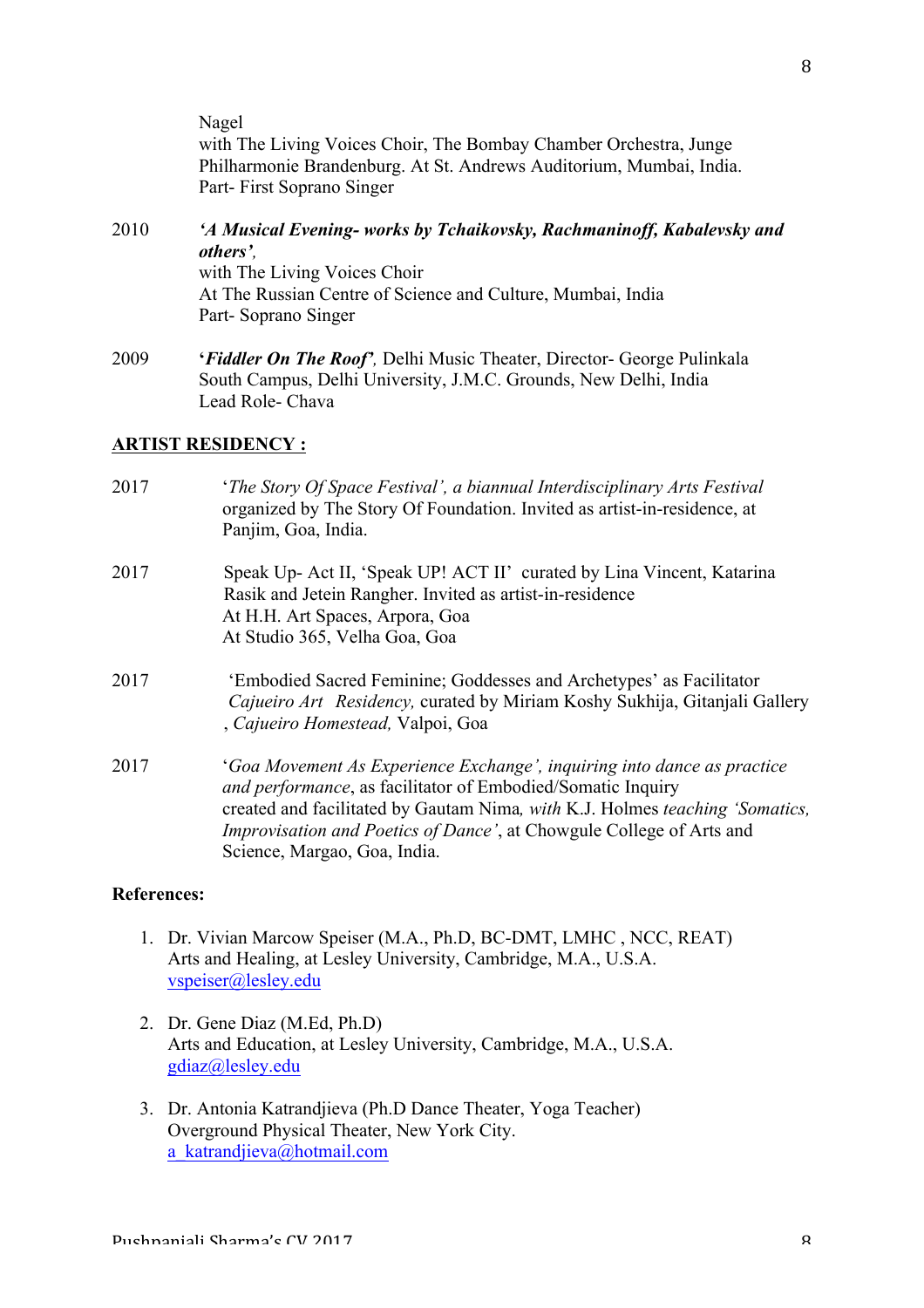Nagel
with The Living Voices Choir, The Bombay Chamber Orchestra, Junge Philharmonie Brandenburg. At St. Andrews Auditorium, Mumbai, India.
Part- First Soprano Singer

2010 ***'A Musical Evening- works by Tchaikovsky, Rachmaninoff, Kabalevsky and others'***,
with The Living Voices Choir
At The Russian Centre of Science and Culture, Mumbai, India
Part- Soprano Singer

2009 **'*Fiddler On The Roof*'**, Delhi Music Theater, Director- George Pulinkala
South Campus, Delhi University, J.M.C. Grounds, New Delhi, India
Lead Role- Chava

**ARTIST RESIDENCY :**

2017 '*The Story Of Space Festival', a biannual Interdisciplinary Arts Festival* organized by The Story Of Foundation. Invited as artist-in-residence, at Panjim, Goa, India.

2017 Speak Up- Act II, 'Speak UP! ACT II' curated by Lina Vincent, Katarina Rasik and Jetein Rangher. Invited as artist-in-residence
At H.H. Art Spaces, Arpora, Goa
At Studio 365, Velha Goa, Goa

2017 'Embodied Sacred Feminine; Goddesses and Archetypes' as Facilitator
*Cajueiro Art Residency,* curated by Miriam Koshy Sukhija, Gitanjali Gallery , *Cajueiro Homestead,* Valpoi, Goa

2017 '*Goa Movement As Experience Exchange', inquiring into dance as practice and performance*, as facilitator of Embodied/Somatic Inquiry
created and facilitated by Gautam Nima*, with* K.J. Holmes *teaching 'Somatics, Improvisation and Poetics of Dance'*, at Chowgule College of Arts and Science, Margao, Goa, India.

**References:**

1. Dr. Vivian Marcow Speiser (M.A., Ph.D, BC-DMT, LMHC , NCC, REAT)
   Arts and Healing, at Lesley University, Cambridge, M.A., U.S.A.
   vspeiser@lesley.edu

2. Dr. Gene Diaz (M.Ed, Ph.D)
   Arts and Education, at Lesley University, Cambridge, M.A., U.S.A.
   gdiaz@lesley.edu

3. Dr. Antonia Katrandjieva (Ph.D Dance Theater, Yoga Teacher)
   Overground Physical Theater, New York City.
   a_katrandjieva@hotmail.com